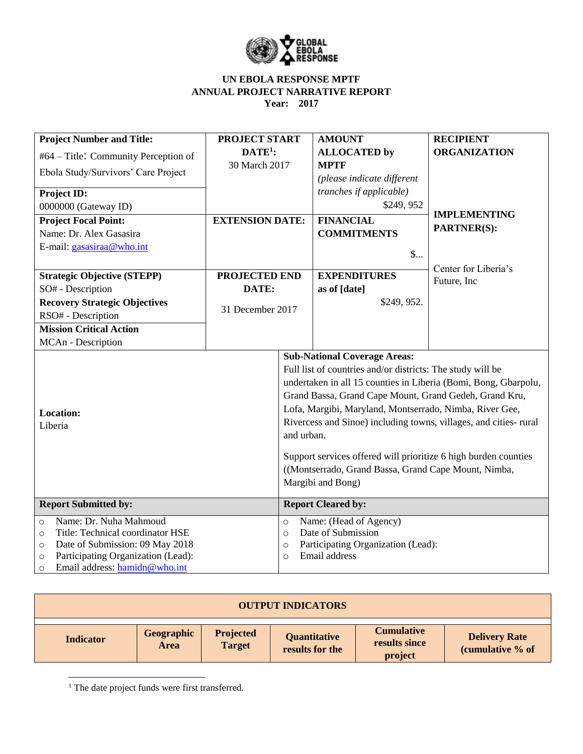**UN EBOLA RESPONSE MPTF**
**ANNUAL PROJECT NARRATIVE REPORT**
**Year: 2017**

| **Project Number and Title:** #64 – Title: Community Perception of Ebola Study/Survivors' Care Project | **PROJECT START DATE[1]:** 30 March 2017 | **AMOUNT ALLOCATED by MPTF** *(please indicate different tranches if applicable)* $249, 952 | **RECIPIENT ORGANIZATION** |
|---|---|---|---|
| **Project ID:** 0000000 (Gateway ID) | | | |
| **Project Focal Point:** Name: Dr. Alex Gasasira E-mail: gasasiraa@who.int | **EXTENSION DATE:** | **FINANCIAL COMMITMENTS** $... | **IMPLEMENTING PARTNER(S):** Center for Liberia's Future, Inc |
| **Strategic Objective (STEPP)** SO# - Description **Recovery Strategic Objectives** RSO# - Description **Mission Critical Action** MCAn - Description | **PROJECTED END DATE:** 31 December 2017 | **EXPENDITURES as of [date]** $249, 952. | |

| **Location:** Liberia | **Sub-National Coverage Areas:** Full list of countries and/or districts: The study will be undertaken in all 15 counties in Liberia (Bomi, Bong, Gbarpolu, Grand Bassa, Grand Cape Mount, Grand Gedeh, Grand Kru, Lofa, Margibi, Maryland, Montserrado, Nimba, River Gee, Rivercess and Sinoe) including towns, villages, and cities- rural and urban. Support services offered will prioritize 6 high burden counties ((Montserrado, Grand Bassa, Grand Cape Mount, Nimba, Margibi and Bong) |
|---|---|
| **Report Submitted by:** | **Report Cleared by:** |
| ○ Name: Dr. Nuha Mahmoud ○ Title: Technical coordinator HSE ○ Date of Submission: 09 May 2018 ○ Participating Organization (Lead): ○ Email address: hamidn@who.int | ○ Name: (Head of Agency) ○ Date of Submission ○ Participating Organization (Lead): ○ Email address |

| **OUTPUT INDICATORS** | | | | | |
|---|---|---|---|---|---|
| **Indicator** | **Geographic Area** | **Projected Target** | **Quantitative results for the** | **Cumulative results since project** | **Delivery Rate (cumulative % of** |

[1] The date project funds were first transferred.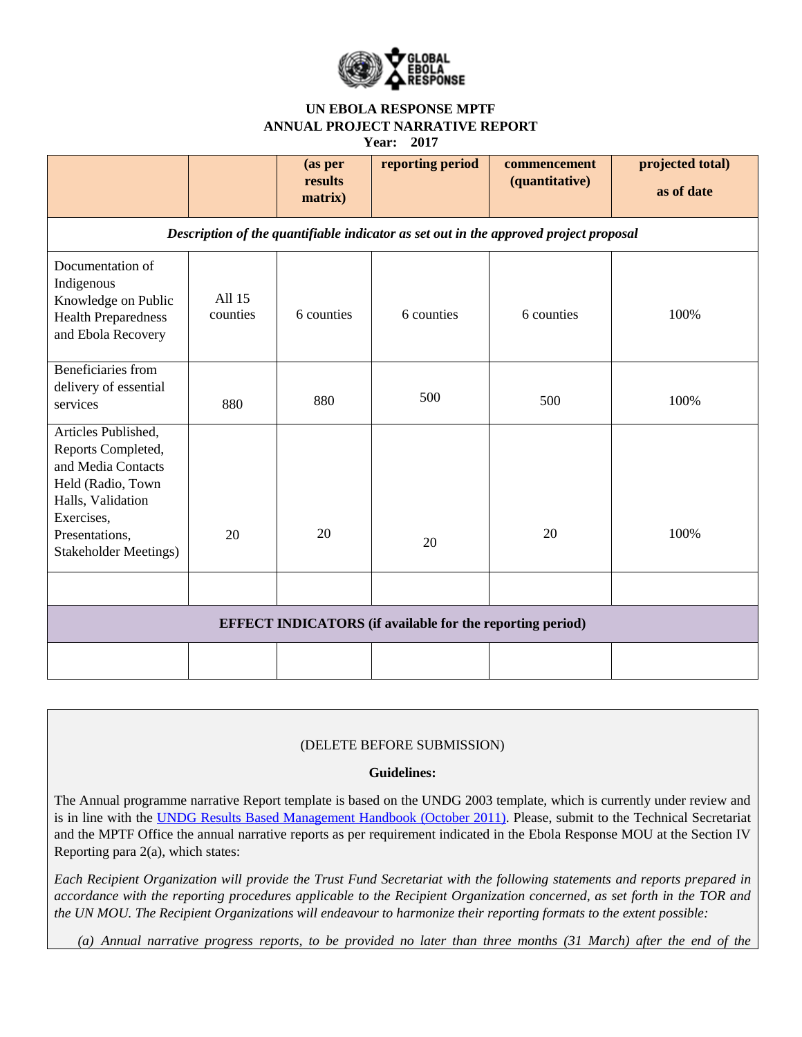# UN EBOLA RESPONSE MPTF
## ANNUAL PROJECT NARRATIVE REPORT
**Year: 2017**

| | | (as per results matrix) | reporting period | commencement (quantitative) | projected total) as of date |
|---|---|---|---|---|---|
| *Description of the quantifiable indicator as set out in the approved project proposal* | | | | | |
| Documentation of Indigenous Knowledge on Public Health Preparedness and Ebola Recovery | All 15 counties | 6 counties | 6 counties | 6 counties | 100% |
| Beneficiaries from delivery of essential services | 880 | 880 | 500 | 500 | 100% |
| Articles Published, Reports Completed, and Media Contacts Held (Radio, Town Halls, Validation Exercises, Presentations, Stakeholder Meetings) | 20 | 20 | 20 | 20 | 100% |
| | | | | | |
| **EFFECT INDICATORS (if available for the reporting period)** | | | | | |
| | | | | | |

(DELETE BEFORE SUBMISSION)

**Guidelines:**

The Annual programme narrative Report template is based on the UNDG 2003 template, which is currently under review and is in line with the UNDG Results Based Management Handbook (October 2011). Please, submit to the Technical Secretariat and the MPTF Office the annual narrative reports as per requirement indicated in the Ebola Response MOU at the Section IV Reporting para 2(a), which states:

*Each Recipient Organization will provide the Trust Fund Secretariat with the following statements and reports prepared in accordance with the reporting procedures applicable to the Recipient Organization concerned, as set forth in the TOR and the UN MOU. The Recipient Organizations will endeavour to harmonize their reporting formats to the extent possible:*

*(a) Annual narrative progress reports, to be provided no later than three months (31 March) after the end of the*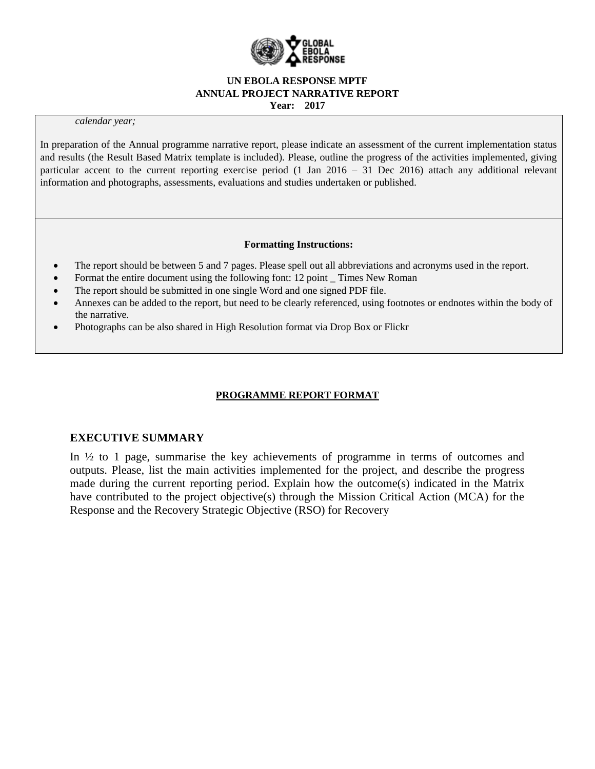**UN EBOLA RESPONSE MPTF**
**ANNUAL PROJECT NARRATIVE REPORT**
**Year: 2017**

*calendar year;*

In preparation of the Annual programme narrative report, please indicate an assessment of the current implementation status and results (the Result Based Matrix template is included). Please, outline the progress of the activities implemented, giving particular accent to the current reporting exercise period (1 Jan 2016 – 31 Dec 2016) attach any additional relevant information and photographs, assessments, evaluations and studies undertaken or published.

**Formatting Instructions:**

- The report should be between 5 and 7 pages. Please spell out all abbreviations and acronyms used in the report.
- Format the entire document using the following font: 12 point _ Times New Roman
- The report should be submitted in one single Word and one signed PDF file.
- Annexes can be added to the report, but need to be clearly referenced, using footnotes or endnotes within the body of the narrative.
- Photographs can be also shared in High Resolution format via Drop Box or Flickr

**PROGRAMME REPORT FORMAT**

## EXECUTIVE SUMMARY

In ½ to 1 page, summarise the key achievements of programme in terms of outcomes and outputs. Please, list the main activities implemented for the project, and describe the progress made during the current reporting period. Explain how the outcome(s) indicated in the Matrix have contributed to the project objective(s) through the Mission Critical Action (MCA) for the Response and the Recovery Strategic Objective (RSO) for Recovery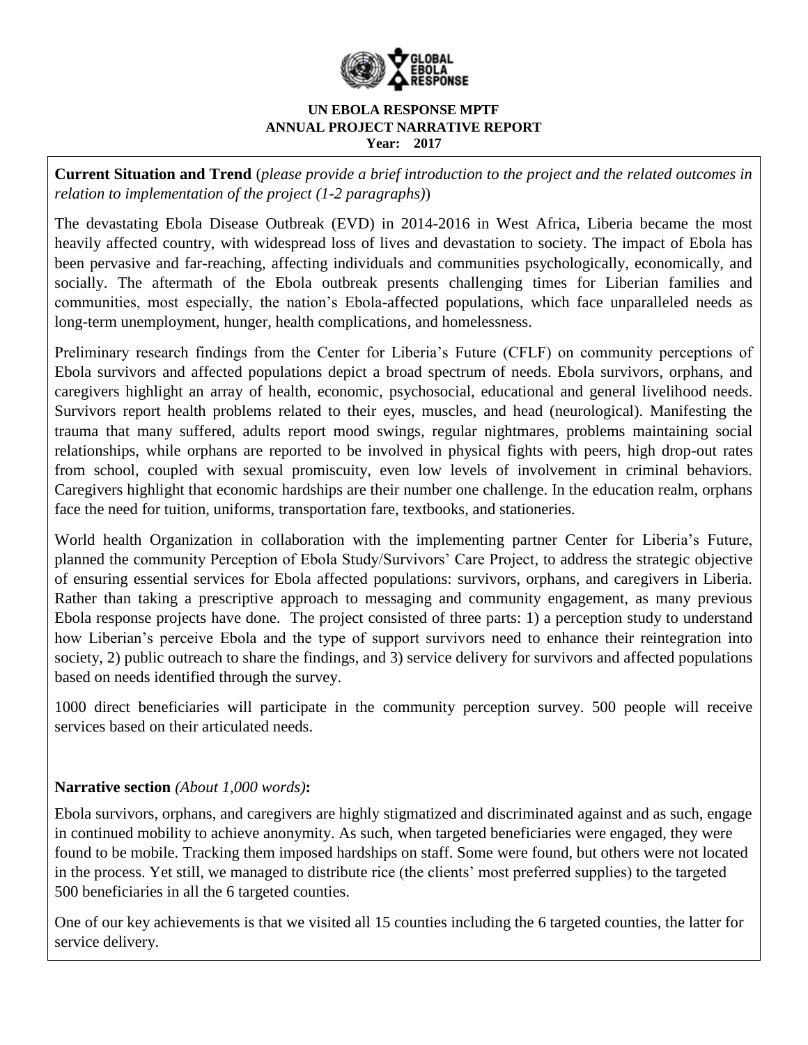**UN EBOLA RESPONSE MPTF**
**ANNUAL PROJECT NARRATIVE REPORT**
**Year: 2017**

**Current Situation and Trend** (*please provide a brief introduction to the project and the related outcomes in relation to implementation of the project (1-2 paragraphs)*)

The devastating Ebola Disease Outbreak (EVD) in 2014-2016 in West Africa, Liberia became the most heavily affected country, with widespread loss of lives and devastation to society. The impact of Ebola has been pervasive and far-reaching, affecting individuals and communities psychologically, economically, and socially. The aftermath of the Ebola outbreak presents challenging times for Liberian families and communities, most especially, the nation's Ebola-affected populations, which face unparalleled needs as long-term unemployment, hunger, health complications, and homelessness.

Preliminary research findings from the Center for Liberia's Future (CFLF) on community perceptions of Ebola survivors and affected populations depict a broad spectrum of needs. Ebola survivors, orphans, and caregivers highlight an array of health, economic, psychosocial, educational and general livelihood needs. Survivors report health problems related to their eyes, muscles, and head (neurological). Manifesting the trauma that many suffered, adults report mood swings, regular nightmares, problems maintaining social relationships, while orphans are reported to be involved in physical fights with peers, high drop-out rates from school, coupled with sexual promiscuity, even low levels of involvement in criminal behaviors. Caregivers highlight that economic hardships are their number one challenge. In the education realm, orphans face the need for tuition, uniforms, transportation fare, textbooks, and stationeries.

World health Organization in collaboration with the implementing partner Center for Liberia's Future, planned the community Perception of Ebola Study/Survivors' Care Project, to address the strategic objective of ensuring essential services for Ebola affected populations: survivors, orphans, and caregivers in Liberia. Rather than taking a prescriptive approach to messaging and community engagement, as many previous Ebola response projects have done. The project consisted of three parts: 1) a perception study to understand how Liberian's perceive Ebola and the type of support survivors need to enhance their reintegration into society, 2) public outreach to share the findings, and 3) service delivery for survivors and affected populations based on needs identified through the survey.

1000 direct beneficiaries will participate in the community perception survey. 500 people will receive services based on their articulated needs.

**Narrative section** *(About 1,000 words)***:**

Ebola survivors, orphans, and caregivers are highly stigmatized and discriminated against and as such, engage in continued mobility to achieve anonymity. As such, when targeted beneficiaries were engaged, they were found to be mobile. Tracking them imposed hardships on staff. Some were found, but others were not located in the process. Yet still, we managed to distribute rice (the clients' most preferred supplies) to the targeted 500 beneficiaries in all the 6 targeted counties.

One of our key achievements is that we visited all 15 counties including the 6 targeted counties, the latter for service delivery.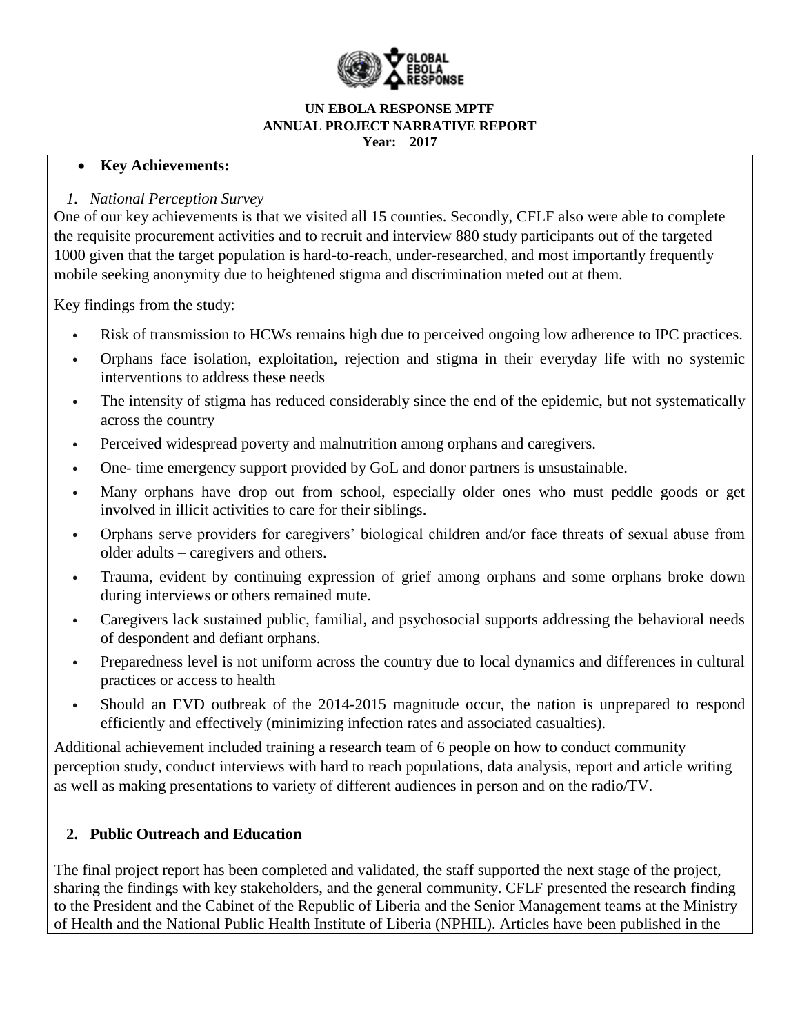- **Key Achievements:**

*1. National Perception Survey*

One of our key achievements is that we visited all 15 counties. Secondly, CFLF also were able to complete the requisite procurement activities and to recruit and interview 880 study participants out of the targeted 1000 given that the target population is hard-to-reach, under-researched, and most importantly frequently mobile seeking anonymity due to heightened stigma and discrimination meted out at them.

Key findings from the study:

- Risk of transmission to HCWs remains high due to perceived ongoing low adherence to IPC practices.
- Orphans face isolation, exploitation, rejection and stigma in their everyday life with no systemic interventions to address these needs
- The intensity of stigma has reduced considerably since the end of the epidemic, but not systematically across the country
- Perceived widespread poverty and malnutrition among orphans and caregivers.
- One- time emergency support provided by GoL and donor partners is unsustainable.
- Many orphans have drop out from school, especially older ones who must peddle goods or get involved in illicit activities to care for their siblings.
- Orphans serve providers for caregivers' biological children and/or face threats of sexual abuse from older adults – caregivers and others.
- Trauma, evident by continuing expression of grief among orphans and some orphans broke down during interviews or others remained mute.
- Caregivers lack sustained public, familial, and psychosocial supports addressing the behavioral needs of despondent and defiant orphans.
- Preparedness level is not uniform across the country due to local dynamics and differences in cultural practices or access to health
- Should an EVD outbreak of the 2014-2015 magnitude occur, the nation is unprepared to respond efficiently and effectively (minimizing infection rates and associated casualties).

Additional achievement included training a research team of 6 people on how to conduct community perception study, conduct interviews with hard to reach populations, data analysis, report and article writing as well as making presentations to variety of different audiences in person and on the radio/TV.

**2. Public Outreach and Education**

The final project report has been completed and validated, the staff supported the next stage of the project, sharing the findings with key stakeholders, and the general community. CFLF presented the research finding to the President and the Cabinet of the Republic of Liberia and the Senior Management teams at the Ministry of Health and the National Public Health Institute of Liberia (NPHIL). Articles have been published in the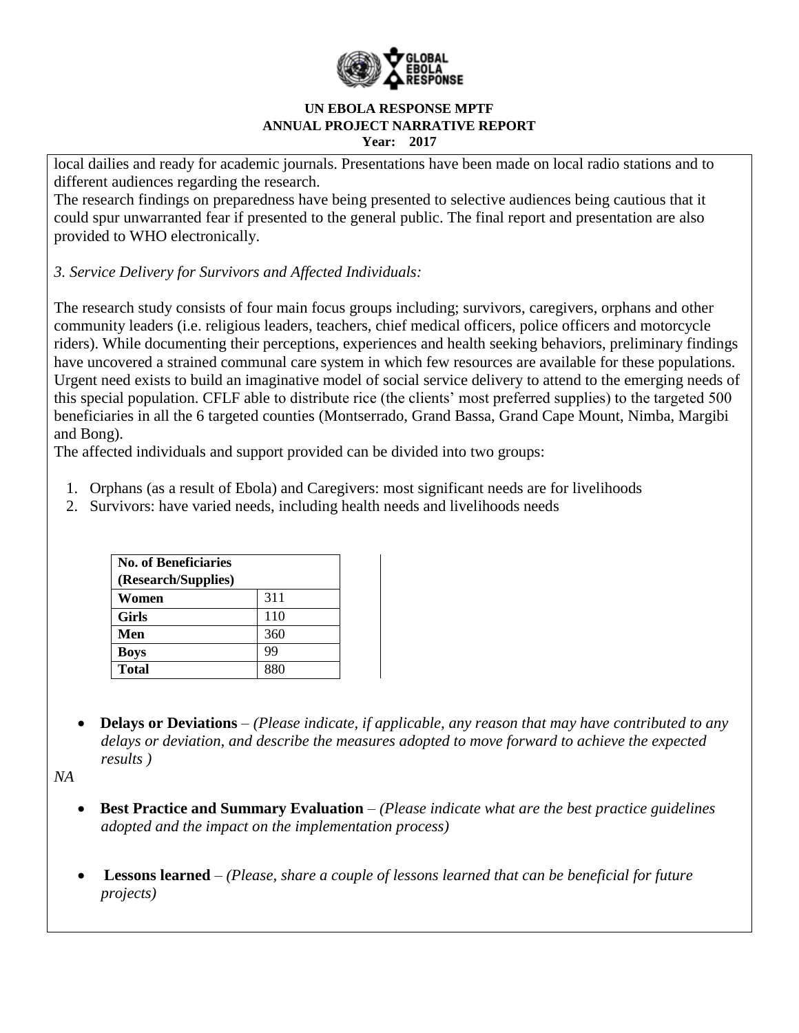local dailies and ready for academic journals. Presentations have been made on local radio stations and to different audiences regarding the research.
The research findings on preparedness have being presented to selective audiences being cautious that it could spur unwarranted fear if presented to the general public. The final report and presentation are also provided to WHO electronically.

*3. Service Delivery for Survivors and Affected Individuals:*

The research study consists of four main focus groups including; survivors, caregivers, orphans and other community leaders (i.e. religious leaders, teachers, chief medical officers, police officers and motorcycle riders). While documenting their perceptions, experiences and health seeking behaviors, preliminary findings have uncovered a strained communal care system in which few resources are available for these populations. Urgent need exists to build an imaginative model of social service delivery to attend to the emerging needs of this special population. CFLF able to distribute rice (the clients' most preferred supplies) to the targeted 500 beneficiaries in all the 6 targeted counties (Montserrado, Grand Bassa, Grand Cape Mount, Nimba, Margibi and Bong).
The affected individuals and support provided can be divided into two groups:

1. Orphans (as a result of Ebola) and Caregivers: most significant needs are for livelihoods
2. Survivors: have varied needs, including health needs and livelihoods needs

| **No. of Beneficiaries (Research/Supplies)** | |
|---|---|
| **Women** | 311 |
| **Girls** | 110 |
| **Men** | 360 |
| **Boys** | 99 |
| **Total** | 880 |

- **Delays or Deviations** – *(Please indicate, if applicable, any reason that may have contributed to any delays or deviation, and describe the measures adopted to move forward to achieve the expected results )*

*NA*

- **Best Practice and Summary Evaluation** – *(Please indicate what are the best practice guidelines adopted and the impact on the implementation process)*

- **Lessons learned** – *(Please, share a couple of lessons learned that can be beneficial for future projects)*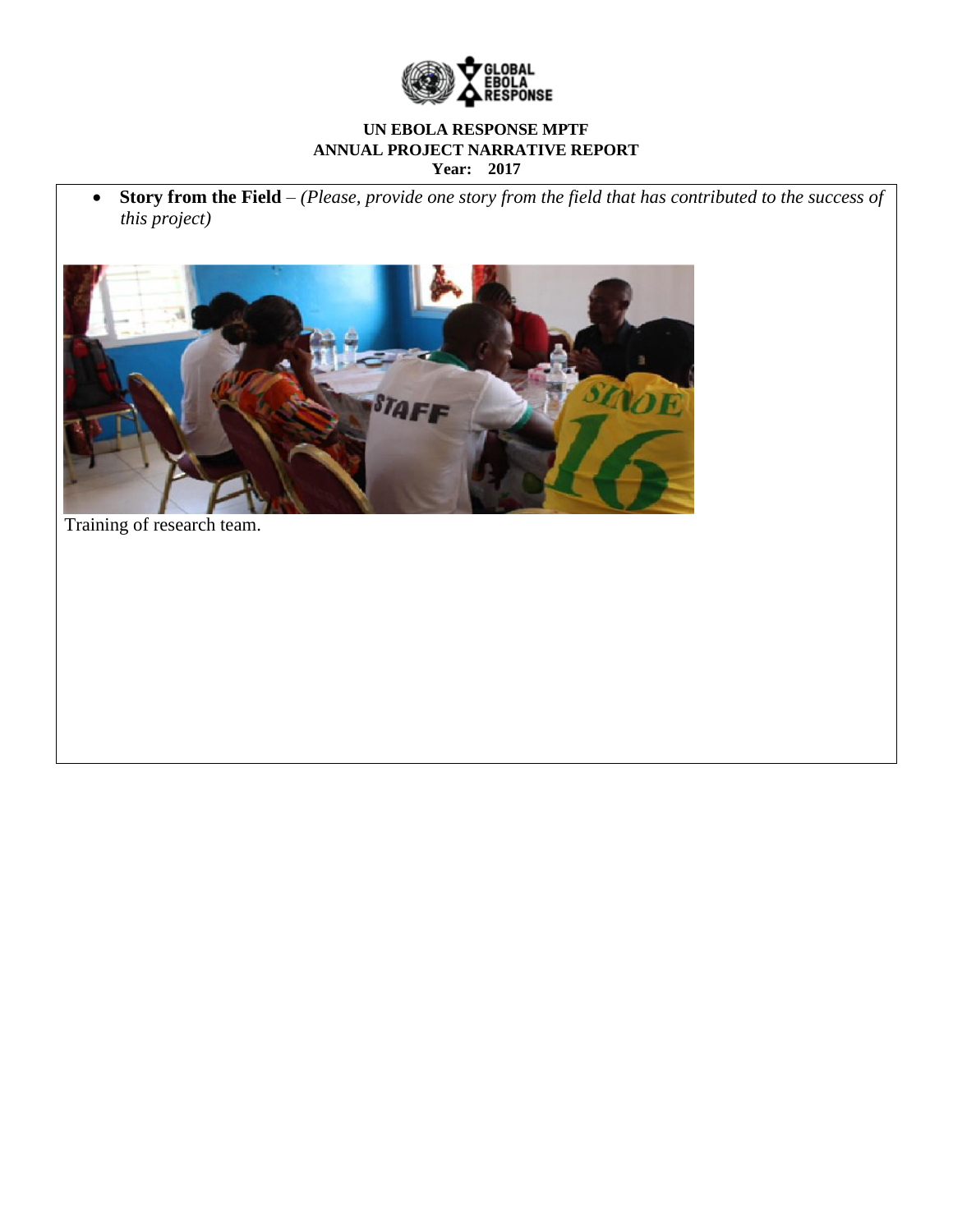- **Story from the Field** – *(Please, provide one story from the field that has contributed to the success of this project)*

Training of research team.